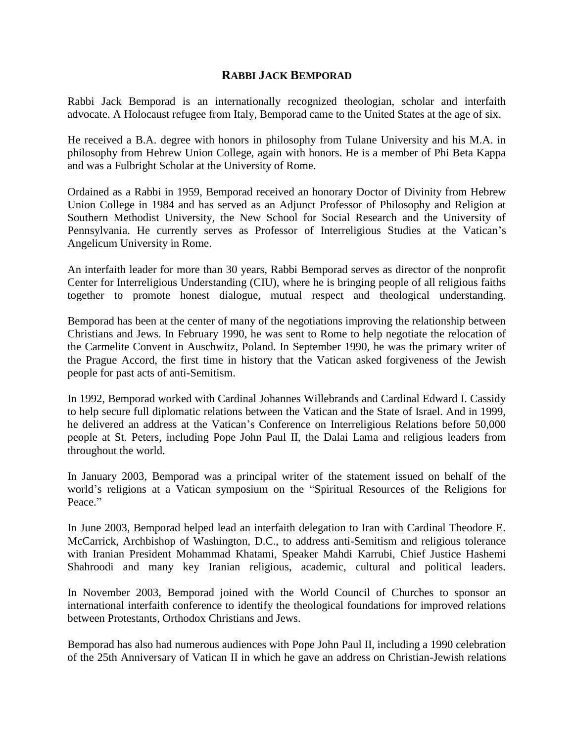# RABBI JACK BEMPORAD

Rabbi Jack Bemporad is an internationally recognized theologian, scholar and interfaith advocate. A Holocaust refugee from Italy, Bemporad came to the United States at the age of six.

He received a B.A. degree with honors in philosophy from Tulane University and his M.A. in philosophy from Hebrew Union College, again with honors. He is a member of Phi Beta Kappa and was a Fulbright Scholar at the University of Rome.

Ordained as a Rabbi in 1959, Bemporad received an honorary Doctor of Divinity from Hebrew Union College in 1984 and has served as an Adjunct Professor of Philosophy and Religion at Southern Methodist University, the New School for Social Research and the University of Pennsylvania. He currently serves as Professor of Interreligious Studies at the Vatican's Angelicum University in Rome.

An interfaith leader for more than 30 years, Rabbi Bemporad serves as director of the nonprofit Center for Interreligious Understanding (CIU), where he is bringing people of all religious faiths together to promote honest dialogue, mutual respect and theological understanding.

Bemporad has been at the center of many of the negotiations improving the relationship between Christians and Jews. In February 1990, he was sent to Rome to help negotiate the relocation of the Carmelite Convent in Auschwitz, Poland. In September 1990, he was the primary writer of the Prague Accord, the first time in history that the Vatican asked forgiveness of the Jewish people for past acts of anti-Semitism.

In 1992, Bemporad worked with Cardinal Johannes Willebrands and Cardinal Edward I. Cassidy to help secure full diplomatic relations between the Vatican and the State of Israel. And in 1999, he delivered an address at the Vatican's Conference on Interreligious Relations before 50,000 people at St. Peters, including Pope John Paul II, the Dalai Lama and religious leaders from throughout the world.

In January 2003, Bemporad was a principal writer of the statement issued on behalf of the world's religions at a Vatican symposium on the "Spiritual Resources of the Religions for Peace."

In June 2003, Bemporad helped lead an interfaith delegation to Iran with Cardinal Theodore E. McCarrick, Archbishop of Washington, D.C., to address anti-Semitism and religious tolerance with Iranian President Mohammad Khatami, Speaker Mahdi Karrubi, Chief Justice Hashemi Shahroodi and many key Iranian religious, academic, cultural and political leaders.

In November 2003, Bemporad joined with the World Council of Churches to sponsor an international interfaith conference to identify the theological foundations for improved relations between Protestants, Orthodox Christians and Jews.

Bemporad has also had numerous audiences with Pope John Paul II, including a 1990 celebration of the 25th Anniversary of Vatican II in which he gave an address on Christian-Jewish relations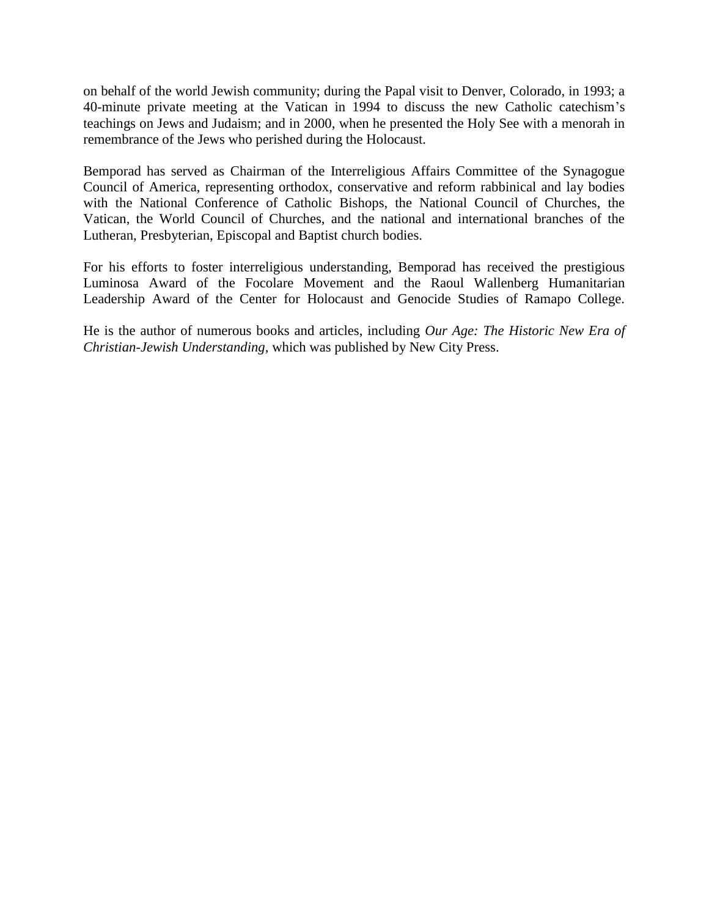on behalf of the world Jewish community; during the Papal visit to Denver, Colorado, in 1993; a 40-minute private meeting at the Vatican in 1994 to discuss the new Catholic catechism's teachings on Jews and Judaism; and in 2000, when he presented the Holy See with a menorah in remembrance of the Jews who perished during the Holocaust.

Bemporad has served as Chairman of the Interreligious Affairs Committee of the Synagogue Council of America, representing orthodox, conservative and reform rabbinical and lay bodies with the National Conference of Catholic Bishops, the National Council of Churches, the Vatican, the World Council of Churches, and the national and international branches of the Lutheran, Presbyterian, Episcopal and Baptist church bodies.

For his efforts to foster interreligious understanding, Bemporad has received the prestigious Luminosa Award of the Focolare Movement and the Raoul Wallenberg Humanitarian Leadership Award of the Center for Holocaust and Genocide Studies of Ramapo College.

He is the author of numerous books and articles, including *Our Age: The Historic New Era of Christian-Jewish Understanding*, which was published by New City Press.